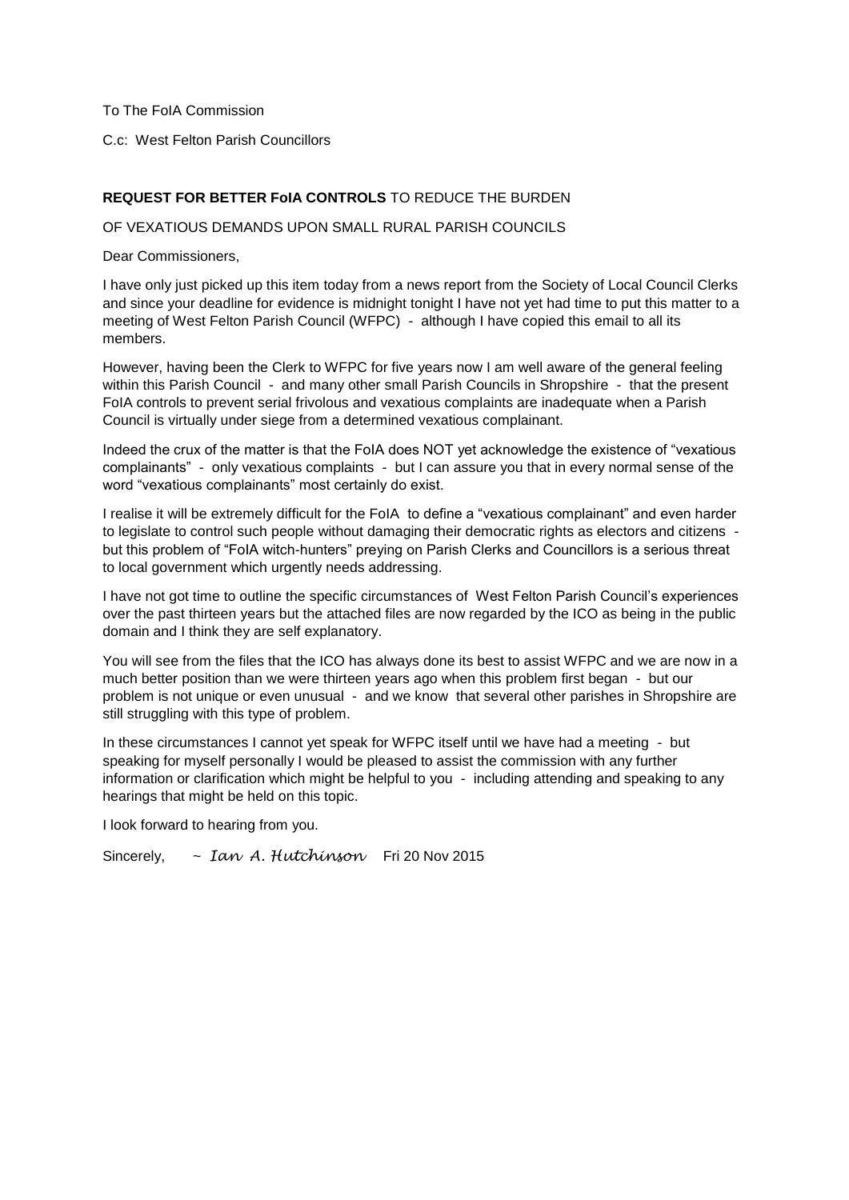To The FoIA Commission

C.c: West Felton Parish Councillors

**REQUEST FOR BETTER FoIA CONTROLS** TO REDUCE THE BURDEN

OF VEXATIOUS DEMANDS UPON SMALL RURAL PARISH COUNCILS

Dear Commissioners,

I have only just picked up this item today from a news report from the Society of Local Council Clerks and since your deadline for evidence is midnight tonight I have not yet had time to put this matter to a meeting of West Felton Parish Council (WFPC) - although I have copied this email to all its members.

However, having been the Clerk to WFPC for five years now I am well aware of the general feeling within this Parish Council - and many other small Parish Councils in Shropshire - that the present FoIA controls to prevent serial frivolous and vexatious complaints are inadequate when a Parish Council is virtually under siege from a determined vexatious complainant.

Indeed the crux of the matter is that the FoIA does NOT yet acknowledge the existence of "vexatious complainants" - only vexatious complaints - but I can assure you that in every normal sense of the word "vexatious complainants" most certainly do exist.

I realise it will be extremely difficult for the FoIA to define a "vexatious complainant" and even harder to legislate to control such people without damaging their democratic rights as electors and citizens - but this problem of "FoIA witch-hunters" preying on Parish Clerks and Councillors is a serious threat to local government which urgently needs addressing.

I have not got time to outline the specific circumstances of West Felton Parish Council's experiences over the past thirteen years but the attached files are now regarded by the ICO as being in the public domain and I think they are self explanatory.

You will see from the files that the ICO has always done its best to assist WFPC and we are now in a much better position than we were thirteen years ago when this problem first began - but our problem is not unique or even unusual - and we know that several other parishes in Shropshire are still struggling with this type of problem.

In these circumstances I cannot yet speak for WFPC itself until we have had a meeting - but speaking for myself personally I would be pleased to assist the commission with any further information or clarification which might be helpful to you - including attending and speaking to any hearings that might be held on this topic.

I look forward to hearing from you.

Sincerely, ~ *Ian A. Hutchinson* Fri 20 Nov 2015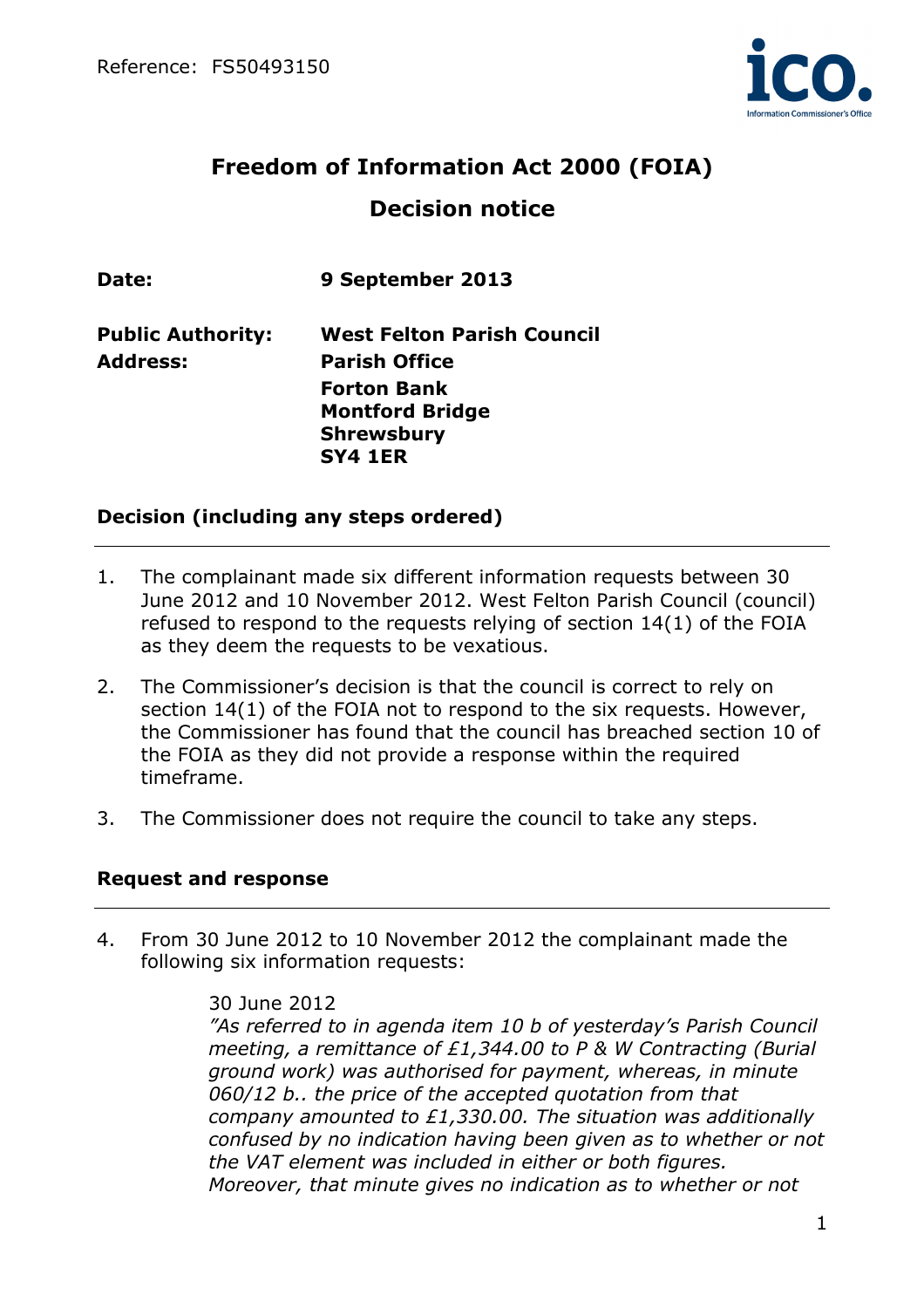Reference: FS50493150

# Freedom of Information Act 2000 (FOIA)

# Decision notice

**Date:** **9 September 2013**

**Public Authority:** **West Felton Parish Council**
**Address:** **Parish Office**
**Forton Bank**
**Montford Bridge**
**Shrewsbury**
**SY4 1ER**

## Decision (including any steps ordered)

1. The complainant made six different information requests between 30 June 2012 and 10 November 2012. West Felton Parish Council (council) refused to respond to the requests relying of section 14(1) of the FOIA as they deem the requests to be vexatious.

2. The Commissioner's decision is that the council is correct to rely on section 14(1) of the FOIA not to respond to the six requests. However, the Commissioner has found that the council has breached section 10 of the FOIA as they did not provide a response within the required timeframe.

3. The Commissioner does not require the council to take any steps.

## Request and response

4. From 30 June 2012 to 10 November 2012 the complainant made the following six information requests:

   30 June 2012
   *"As referred to in agenda item 10 b of yesterday's Parish Council meeting, a remittance of £1,344.00 to P & W Contracting (Burial ground work) was authorised for payment, whereas, in minute 060/12 b.. the price of the accepted quotation from that company amounted to £1,330.00. The situation was additionally confused by no indication having been given as to whether or not the VAT element was included in either or both figures. Moreover, that minute gives no indication as to whether or not*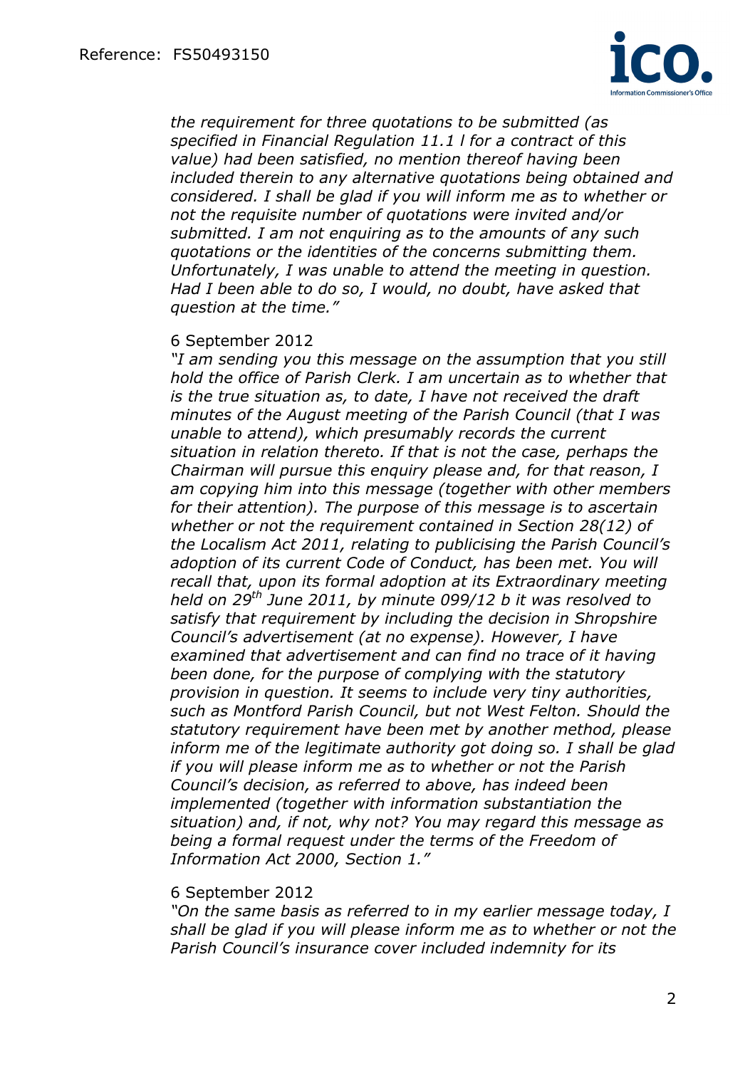*the requirement for three quotations to be submitted (as specified in Financial Regulation 11.1 l for a contract of this value) had been satisfied, no mention thereof having been included therein to any alternative quotations being obtained and considered. I shall be glad if you will inform me as to whether or not the requisite number of quotations were invited and/or submitted. I am not enquiring as to the amounts of any such quotations or the identities of the concerns submitting them. Unfortunately, I was unable to attend the meeting in question. Had I been able to do so, I would, no doubt, have asked that question at the time."*

6 September 2012

*"I am sending you this message on the assumption that you still hold the office of Parish Clerk. I am uncertain as to whether that is the true situation as, to date, I have not received the draft minutes of the August meeting of the Parish Council (that I was unable to attend), which presumably records the current situation in relation thereto. If that is not the case, perhaps the Chairman will pursue this enquiry please and, for that reason, I am copying him into this message (together with other members for their attention). The purpose of this message is to ascertain whether or not the requirement contained in Section 28(12) of the Localism Act 2011, relating to publicising the Parish Council's adoption of its current Code of Conduct, has been met. You will recall that, upon its formal adoption at its Extraordinary meeting held on 29th June 2011, by minute 099/12 b it was resolved to satisfy that requirement by including the decision in Shropshire Council's advertisement (at no expense). However, I have examined that advertisement and can find no trace of it having been done, for the purpose of complying with the statutory provision in question. It seems to include very tiny authorities, such as Montford Parish Council, but not West Felton. Should the statutory requirement have been met by another method, please inform me of the legitimate authority got doing so. I shall be glad if you will please inform me as to whether or not the Parish Council's decision, as referred to above, has indeed been implemented (together with information substantiation the situation) and, if not, why not? You may regard this message as being a formal request under the terms of the Freedom of Information Act 2000, Section 1."*

6 September 2012

*"On the same basis as referred to in my earlier message today, I shall be glad if you will please inform me as to whether or not the Parish Council's insurance cover included indemnity for its*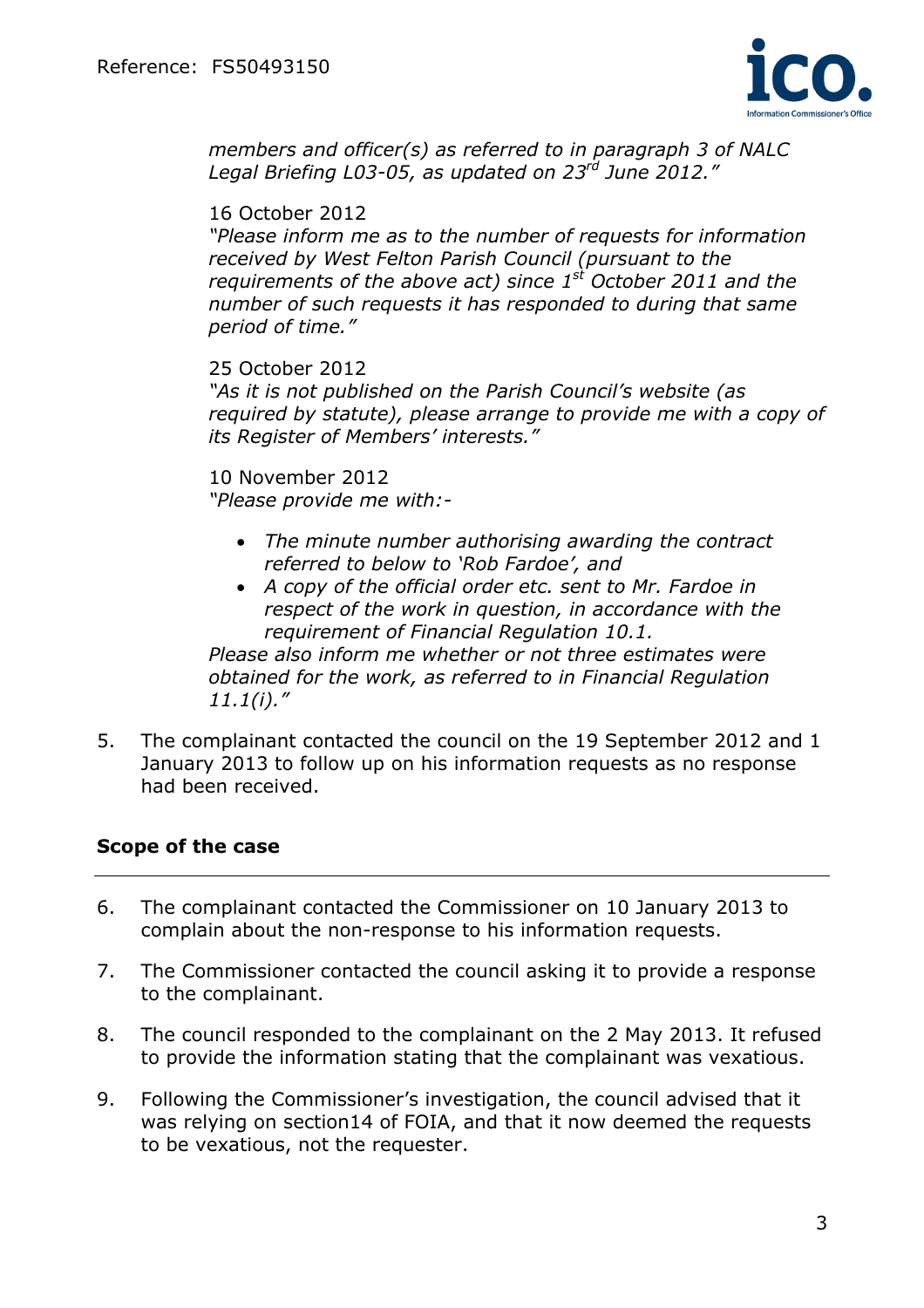*members and officer(s) as referred to in paragraph 3 of NALC Legal Briefing L03-05, as updated on 23rd June 2012."*

16 October 2012
*"Please inform me as to the number of requests for information received by West Felton Parish Council (pursuant to the requirements of the above act) since 1st October 2011 and the number of such requests it has responded to during that same period of time."*

25 October 2012
*"As it is not published on the Parish Council's website (as required by statute), please arrange to provide me with a copy of its Register of Members' interests."*

10 November 2012
*"Please provide me with:-*

- *The minute number authorising awarding the contract referred to below to 'Rob Fardoe', and*
- *A copy of the official order etc. sent to Mr. Fardoe in respect of the work in question, in accordance with the requirement of Financial Regulation 10.1.*

*Please also inform me whether or not three estimates were obtained for the work, as referred to in Financial Regulation 11.1(i)."*

5. The complainant contacted the council on the 19 September 2012 and 1 January 2013 to follow up on his information requests as no response had been received.

## Scope of the case

6. The complainant contacted the Commissioner on 10 January 2013 to complain about the non-response to his information requests.

7. The Commissioner contacted the council asking it to provide a response to the complainant.

8. The council responded to the complainant on the 2 May 2013. It refused to provide the information stating that the complainant was vexatious.

9. Following the Commissioner's investigation, the council advised that it was relying on section14 of FOIA, and that it now deemed the requests to be vexatious, not the requester.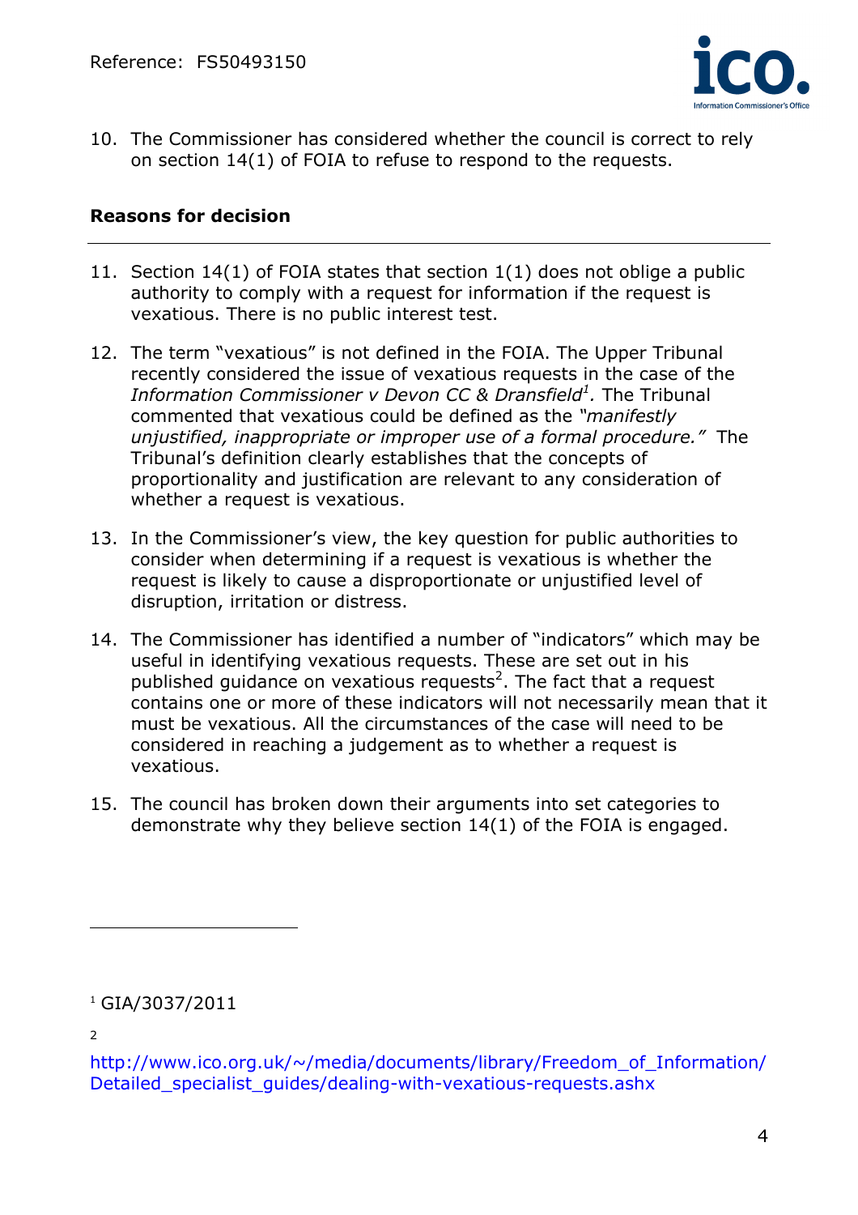10. The Commissioner has considered whether the council is correct to rely on section 14(1) of FOIA to refuse to respond to the requests.

## Reasons for decision

11. Section 14(1) of FOIA states that section 1(1) does not oblige a public authority to comply with a request for information if the request is vexatious. There is no public interest test.

12. The term "vexatious" is not defined in the FOIA. The Upper Tribunal recently considered the issue of vexatious requests in the case of the *Information Commissioner v Devon CC & Dransfield*[1]*.* The Tribunal commented that vexatious could be defined as the *"manifestly unjustified, inappropriate or improper use of a formal procedure."* The Tribunal's definition clearly establishes that the concepts of proportionality and justification are relevant to any consideration of whether a request is vexatious.

13. In the Commissioner's view, the key question for public authorities to consider when determining if a request is vexatious is whether the request is likely to cause a disproportionate or unjustified level of disruption, irritation or distress.

14. The Commissioner has identified a number of "indicators" which may be useful in identifying vexatious requests. These are set out in his published guidance on vexatious requests[2]. The fact that a request contains one or more of these indicators will not necessarily mean that it must be vexatious. All the circumstances of the case will need to be considered in reaching a judgement as to whether a request is vexatious.

15. The council has broken down their arguments into set categories to demonstrate why they believe section 14(1) of the FOIA is engaged.

---

[1] GIA/3037/2011

[2] http://www.ico.org.uk/~/media/documents/library/Freedom_of_Information/Detailed_specialist_guides/dealing-with-vexatious-requests.ashx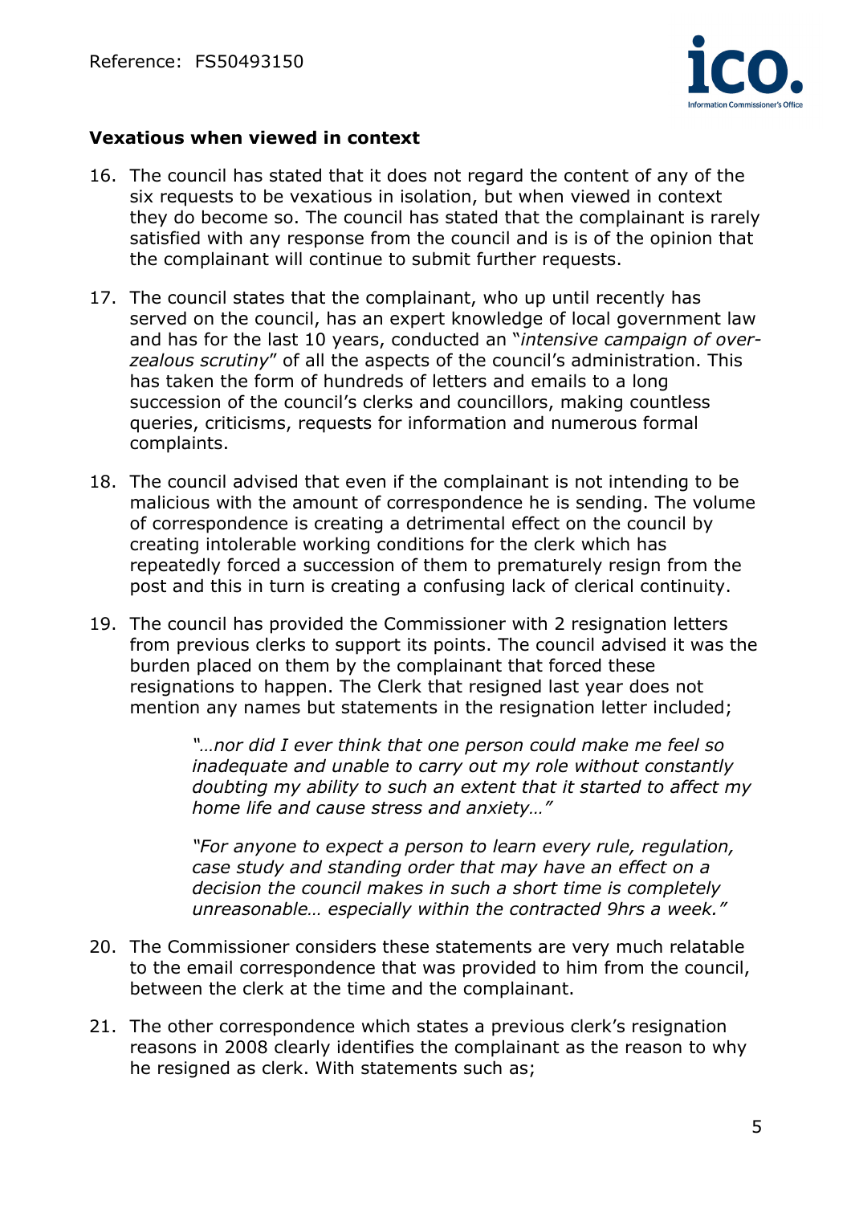### Vexatious when viewed in context

16. The council has stated that it does not regard the content of any of the six requests to be vexatious in isolation, but when viewed in context they do become so. The council has stated that the complainant is rarely satisfied with any response from the council and is is of the opinion that the complainant will continue to submit further requests.

17. The council states that the complainant, who up until recently has served on the council, has an expert knowledge of local government law and has for the last 10 years, conducted an "*intensive campaign of over-zealous scrutiny*" of all the aspects of the council's administration. This has taken the form of hundreds of letters and emails to a long succession of the council's clerks and councillors, making countless queries, criticisms, requests for information and numerous formal complaints.

18. The council advised that even if the complainant is not intending to be malicious with the amount of correspondence he is sending. The volume of correspondence is creating a detrimental effect on the council by creating intolerable working conditions for the clerk which has repeatedly forced a succession of them to prematurely resign from the post and this in turn is creating a confusing lack of clerical continuity.

19. The council has provided the Commissioner with 2 resignation letters from previous clerks to support its points. The council advised it was the burden placed on them by the complainant that forced these resignations to happen. The Clerk that resigned last year does not mention any names but statements in the resignation letter included;

    > *"…nor did I ever think that one person could make me feel so inadequate and unable to carry out my role without constantly doubting my ability to such an extent that it started to affect my home life and cause stress and anxiety…"*
    >
    > *"For anyone to expect a person to learn every rule, regulation, case study and standing order that may have an effect on a decision the council makes in such a short time is completely unreasonable… especially within the contracted 9hrs a week."*

20. The Commissioner considers these statements are very much relatable to the email correspondence that was provided to him from the council, between the clerk at the time and the complainant.

21. The other correspondence which states a previous clerk's resignation reasons in 2008 clearly identifies the complainant as the reason to why he resigned as clerk. With statements such as;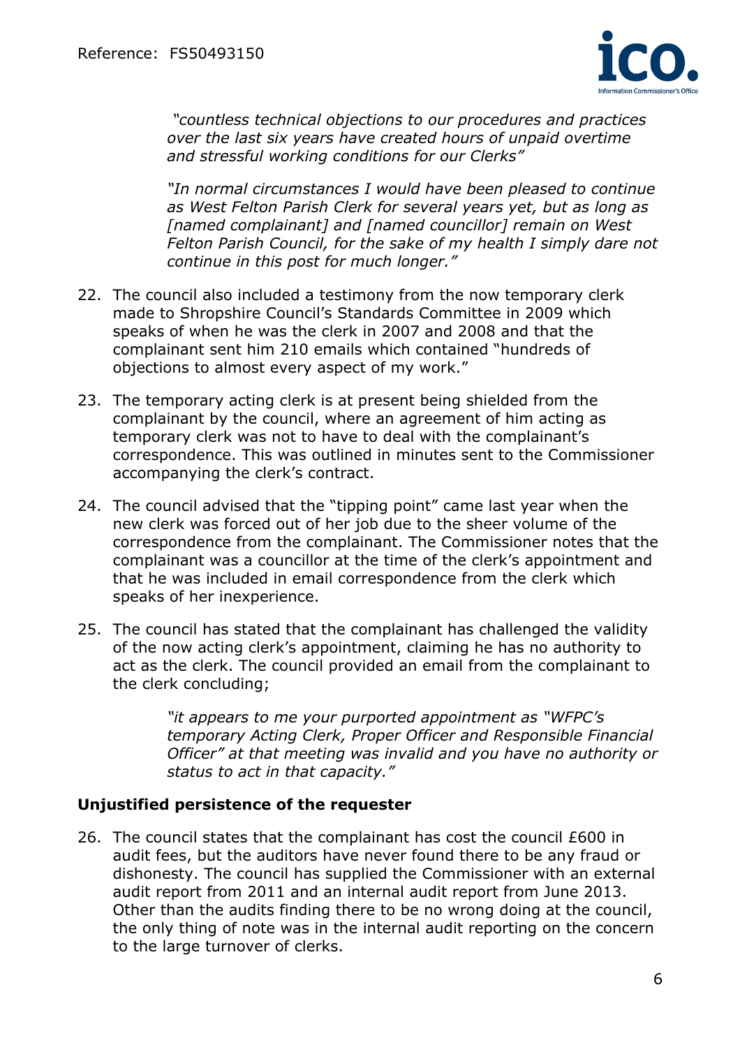> *"countless technical objections to our procedures and practices over the last six years have created hours of unpaid overtime and stressful working conditions for our Clerks"*
>
> *"In normal circumstances I would have been pleased to continue as West Felton Parish Clerk for several years yet, but as long as [named complainant] and [named councillor] remain on West Felton Parish Council, for the sake of my health I simply dare not continue in this post for much longer."*

22. The council also included a testimony from the now temporary clerk made to Shropshire Council's Standards Committee in 2009 which speaks of when he was the clerk in 2007 and 2008 and that the complainant sent him 210 emails which contained "hundreds of objections to almost every aspect of my work."

23. The temporary acting clerk is at present being shielded from the complainant by the council, where an agreement of him acting as temporary clerk was not to have to deal with the complainant's correspondence. This was outlined in minutes sent to the Commissioner accompanying the clerk's contract.

24. The council advised that the "tipping point" came last year when the new clerk was forced out of her job due to the sheer volume of the correspondence from the complainant. The Commissioner notes that the complainant was a councillor at the time of the clerk's appointment and that he was included in email correspondence from the clerk which speaks of her inexperience.

25. The council has stated that the complainant has challenged the validity of the now acting clerk's appointment, claiming he has no authority to act as the clerk. The council provided an email from the complainant to the clerk concluding;

> *"it appears to me your purported appointment as "WFPC's temporary Acting Clerk, Proper Officer and Responsible Financial Officer" at that meeting was invalid and you have no authority or status to act in that capacity."*

### Unjustified persistence of the requester

26. The council states that the complainant has cost the council £600 in audit fees, but the auditors have never found there to be any fraud or dishonesty. The council has supplied the Commissioner with an external audit report from 2011 and an internal audit report from June 2013. Other than the audits finding there to be no wrong doing at the council, the only thing of note was in the internal audit reporting on the concern to the large turnover of clerks.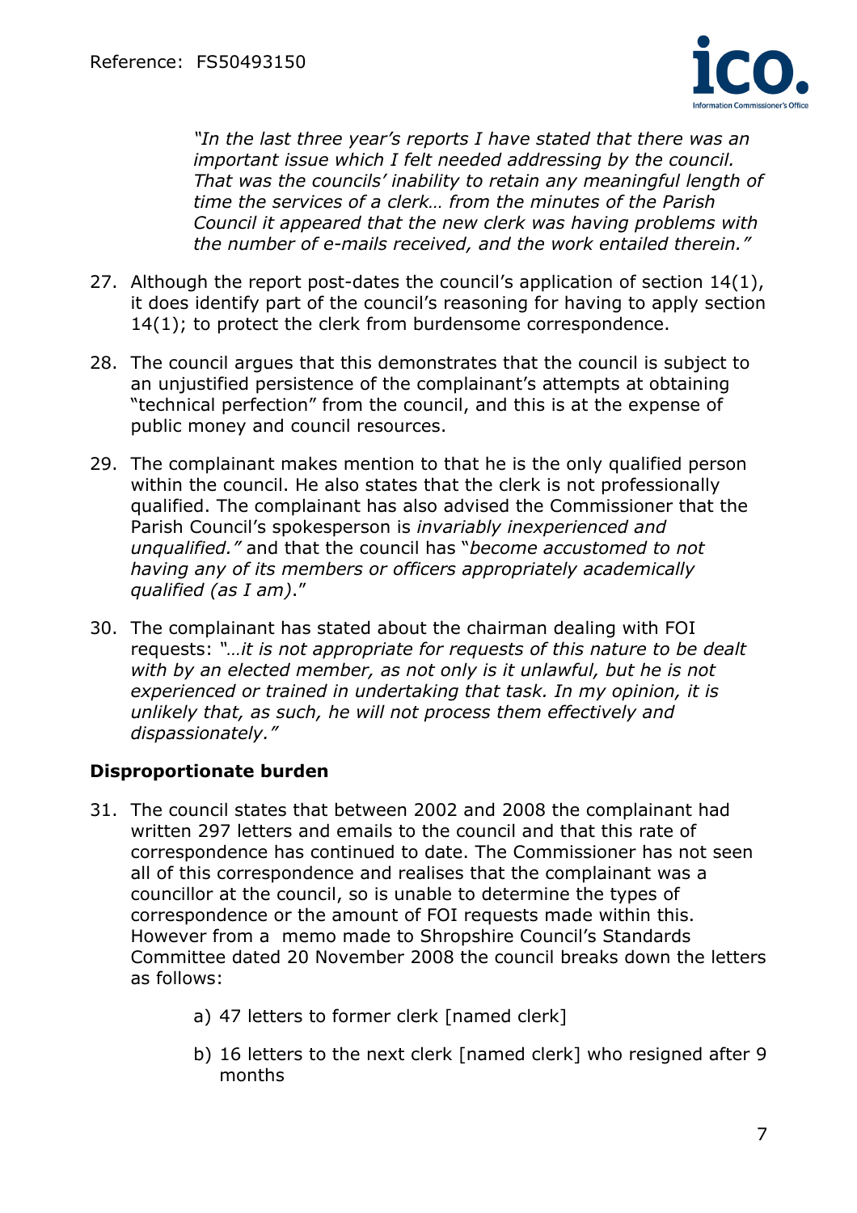> *"In the last three year's reports I have stated that there was an important issue which I felt needed addressing by the council. That was the councils' inability to retain any meaningful length of time the services of a clerk… from the minutes of the Parish Council it appeared that the new clerk was having problems with the number of e-mails received, and the work entailed therein."*

27. Although the report post-dates the council's application of section 14(1), it does identify part of the council's reasoning for having to apply section 14(1); to protect the clerk from burdensome correspondence.

28. The council argues that this demonstrates that the council is subject to an unjustified persistence of the complainant's attempts at obtaining "technical perfection" from the council, and this is at the expense of public money and council resources.

29. The complainant makes mention to that he is the only qualified person within the council. He also states that the clerk is not professionally qualified. The complainant has also advised the Commissioner that the Parish Council's spokesperson is *invariably inexperienced and unqualified."* and that the council has "*become accustomed to not having any of its members or officers appropriately academically qualified (as I am)*."

30. The complainant has stated about the chairman dealing with FOI requests: *"…it is not appropriate for requests of this nature to be dealt with by an elected member, as not only is it unlawful, but he is not experienced or trained in undertaking that task. In my opinion, it is unlikely that, as such, he will not process them effectively and dispassionately."*

### Disproportionate burden

31. The council states that between 2002 and 2008 the complainant had written 297 letters and emails to the council and that this rate of correspondence has continued to date. The Commissioner has not seen all of this correspondence and realises that the complainant was a councillor at the council, so is unable to determine the types of correspondence or the amount of FOI requests made within this. However from a memo made to Shropshire Council's Standards Committee dated 20 November 2008 the council breaks down the letters as follows:

    a) 47 letters to former clerk [named clerk]

    b) 16 letters to the next clerk [named clerk] who resigned after 9 months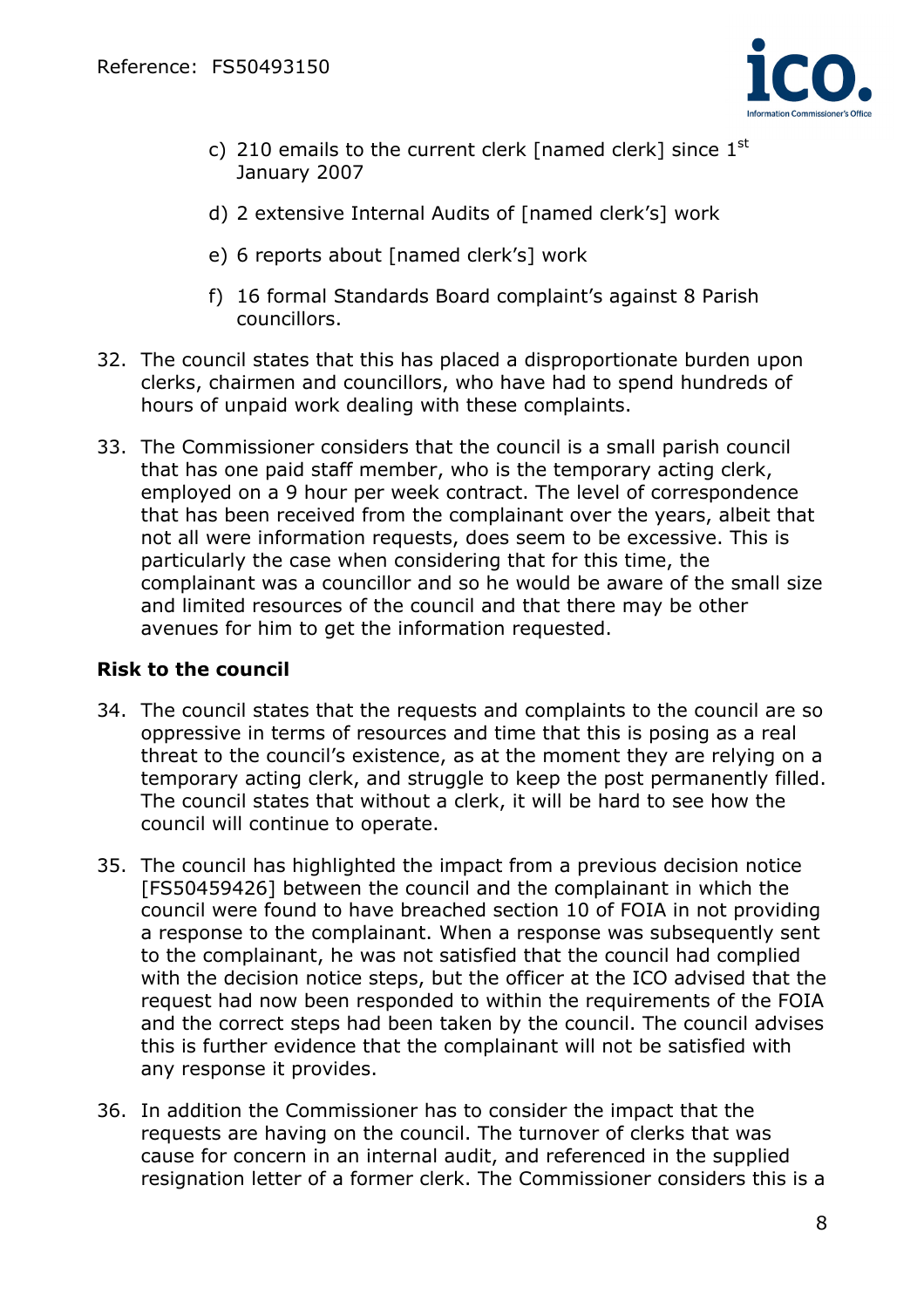c) 210 emails to the current clerk [named clerk] since 1st January 2007

d) 2 extensive Internal Audits of [named clerk's] work

e) 6 reports about [named clerk's] work

f) 16 formal Standards Board complaint's against 8 Parish councillors.

32. The council states that this has placed a disproportionate burden upon clerks, chairmen and councillors, who have had to spend hundreds of hours of unpaid work dealing with these complaints.

33. The Commissioner considers that the council is a small parish council that has one paid staff member, who is the temporary acting clerk, employed on a 9 hour per week contract. The level of correspondence that has been received from the complainant over the years, albeit that not all were information requests, does seem to be excessive. This is particularly the case when considering that for this time, the complainant was a councillor and so he would be aware of the small size and limited resources of the council and that there may be other avenues for him to get the information requested.

**Risk to the council**

34. The council states that the requests and complaints to the council are so oppressive in terms of resources and time that this is posing as a real threat to the council's existence, as at the moment they are relying on a temporary acting clerk, and struggle to keep the post permanently filled. The council states that without a clerk, it will be hard to see how the council will continue to operate.

35. The council has highlighted the impact from a previous decision notice [FS50459426] between the council and the complainant in which the council were found to have breached section 10 of FOIA in not providing a response to the complainant. When a response was subsequently sent to the complainant, he was not satisfied that the council had complied with the decision notice steps, but the officer at the ICO advised that the request had now been responded to within the requirements of the FOIA and the correct steps had been taken by the council. The council advises this is further evidence that the complainant will not be satisfied with any response it provides.

36. In addition the Commissioner has to consider the impact that the requests are having on the council. The turnover of clerks that was cause for concern in an internal audit, and referenced in the supplied resignation letter of a former clerk. The Commissioner considers this is a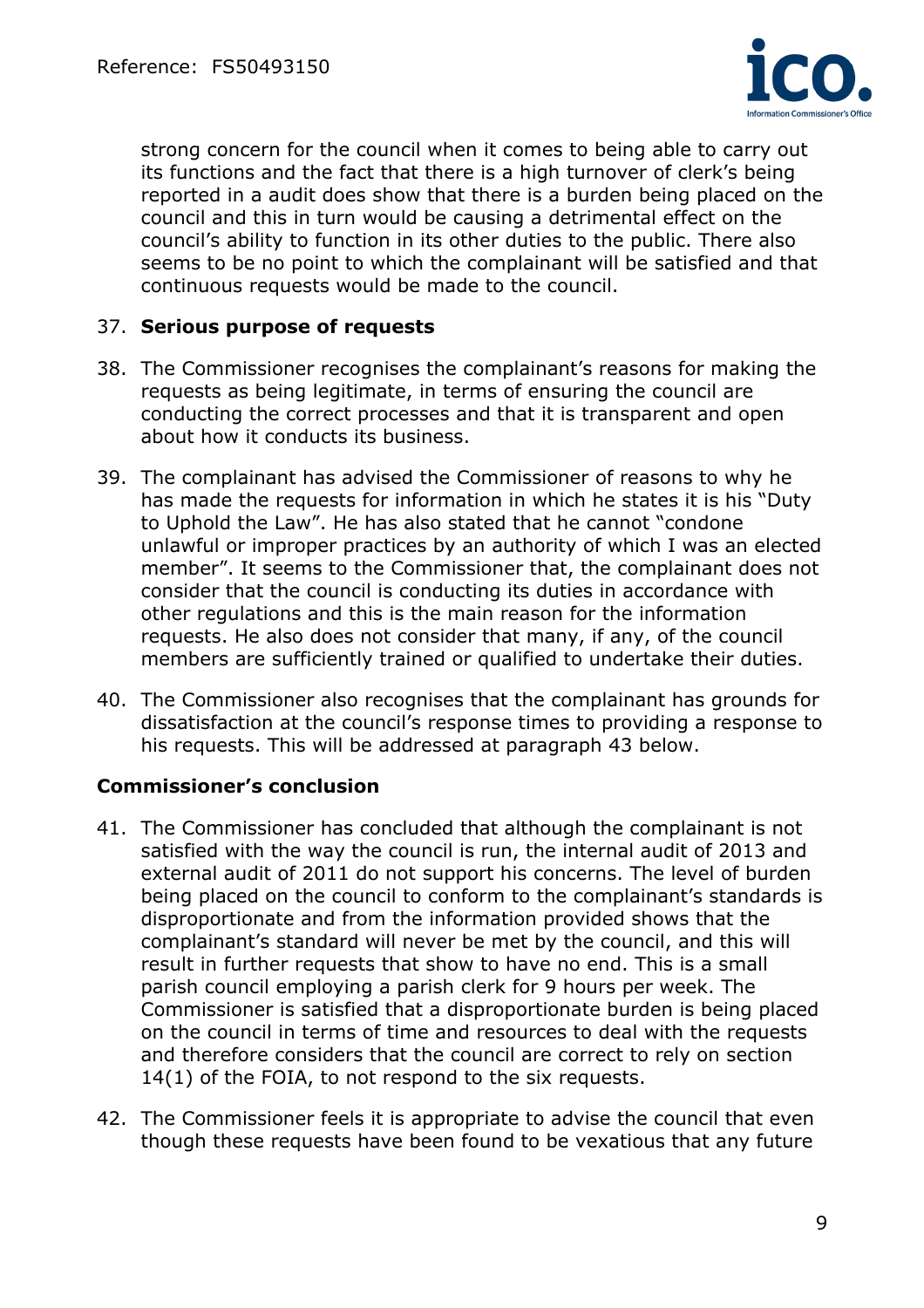strong concern for the council when it comes to being able to carry out its functions and the fact that there is a high turnover of clerk's being reported in a audit does show that there is a burden being placed on the council and this in turn would be causing a detrimental effect on the council's ability to function in its other duties to the public. There also seems to be no point to which the complainant will be satisfied and that continuous requests would be made to the council.

37. **Serious purpose of requests**

38. The Commissioner recognises the complainant's reasons for making the requests as being legitimate, in terms of ensuring the council are conducting the correct processes and that it is transparent and open about how it conducts its business.

39. The complainant has advised the Commissioner of reasons to why he has made the requests for information in which he states it is his "Duty to Uphold the Law". He has also stated that he cannot "condone unlawful or improper practices by an authority of which I was an elected member". It seems to the Commissioner that, the complainant does not consider that the council is conducting its duties in accordance with other regulations and this is the main reason for the information requests. He also does not consider that many, if any, of the council members are sufficiently trained or qualified to undertake their duties.

40. The Commissioner also recognises that the complainant has grounds for dissatisfaction at the council's response times to providing a response to his requests. This will be addressed at paragraph 43 below.

### Commissioner's conclusion

41. The Commissioner has concluded that although the complainant is not satisfied with the way the council is run, the internal audit of 2013 and external audit of 2011 do not support his concerns. The level of burden being placed on the council to conform to the complainant's standards is disproportionate and from the information provided shows that the complainant's standard will never be met by the council, and this will result in further requests that show to have no end. This is a small parish council employing a parish clerk for 9 hours per week. The Commissioner is satisfied that a disproportionate burden is being placed on the council in terms of time and resources to deal with the requests and therefore considers that the council are correct to rely on section 14(1) of the FOIA, to not respond to the six requests.

42. The Commissioner feels it is appropriate to advise the council that even though these requests have been found to be vexatious that any future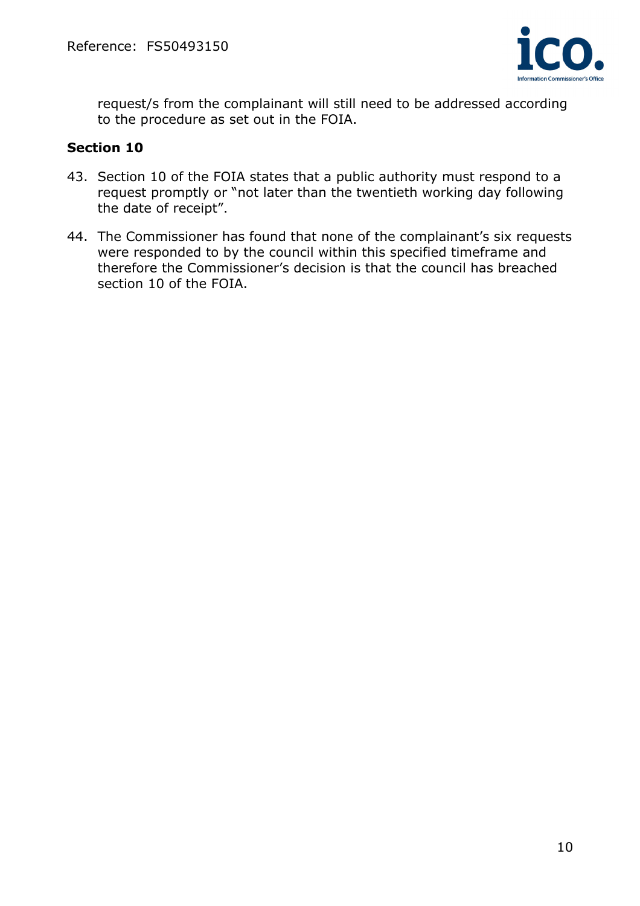request/s from the complainant will still need to be addressed according to the procedure as set out in the FOIA.

## Section 10

43. Section 10 of the FOIA states that a public authority must respond to a request promptly or "not later than the twentieth working day following the date of receipt".

44. The Commissioner has found that none of the complainant's six requests were responded to by the council within this specified timeframe and therefore the Commissioner's decision is that the council has breached section 10 of the FOIA.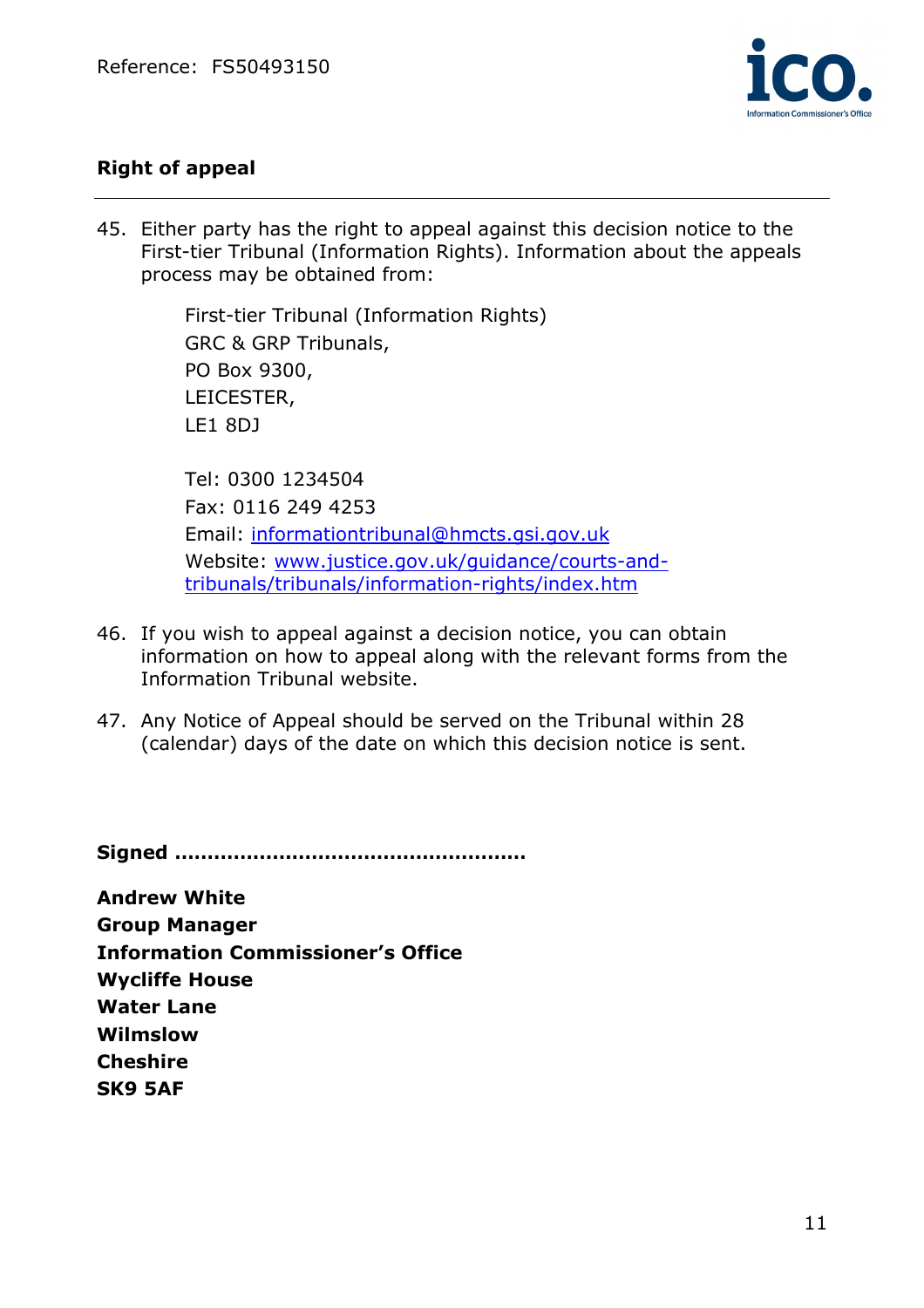## Right of appeal

45. Either party has the right to appeal against this decision notice to the First-tier Tribunal (Information Rights). Information about the appeals process may be obtained from:

    First-tier Tribunal (Information Rights)
    GRC & GRP Tribunals,
    PO Box 9300,
    LEICESTER,
    LE1 8DJ

    Tel: 0300 1234504
    Fax: 0116 249 4253
    Email: informationtribunal@hmcts.gsi.gov.uk
    Website: www.justice.gov.uk/guidance/courts-and-tribunals/tribunals/information-rights/index.htm

46. If you wish to appeal against a decision notice, you can obtain information on how to appeal along with the relevant forms from the Information Tribunal website.

47. Any Notice of Appeal should be served on the Tribunal within 28 (calendar) days of the date on which this decision notice is sent.

**Signed ………………………………………………**

**Andrew White**
**Group Manager**
**Information Commissioner's Office**
**Wycliffe House**
**Water Lane**
**Wilmslow**
**Cheshire**
**SK9 5AF**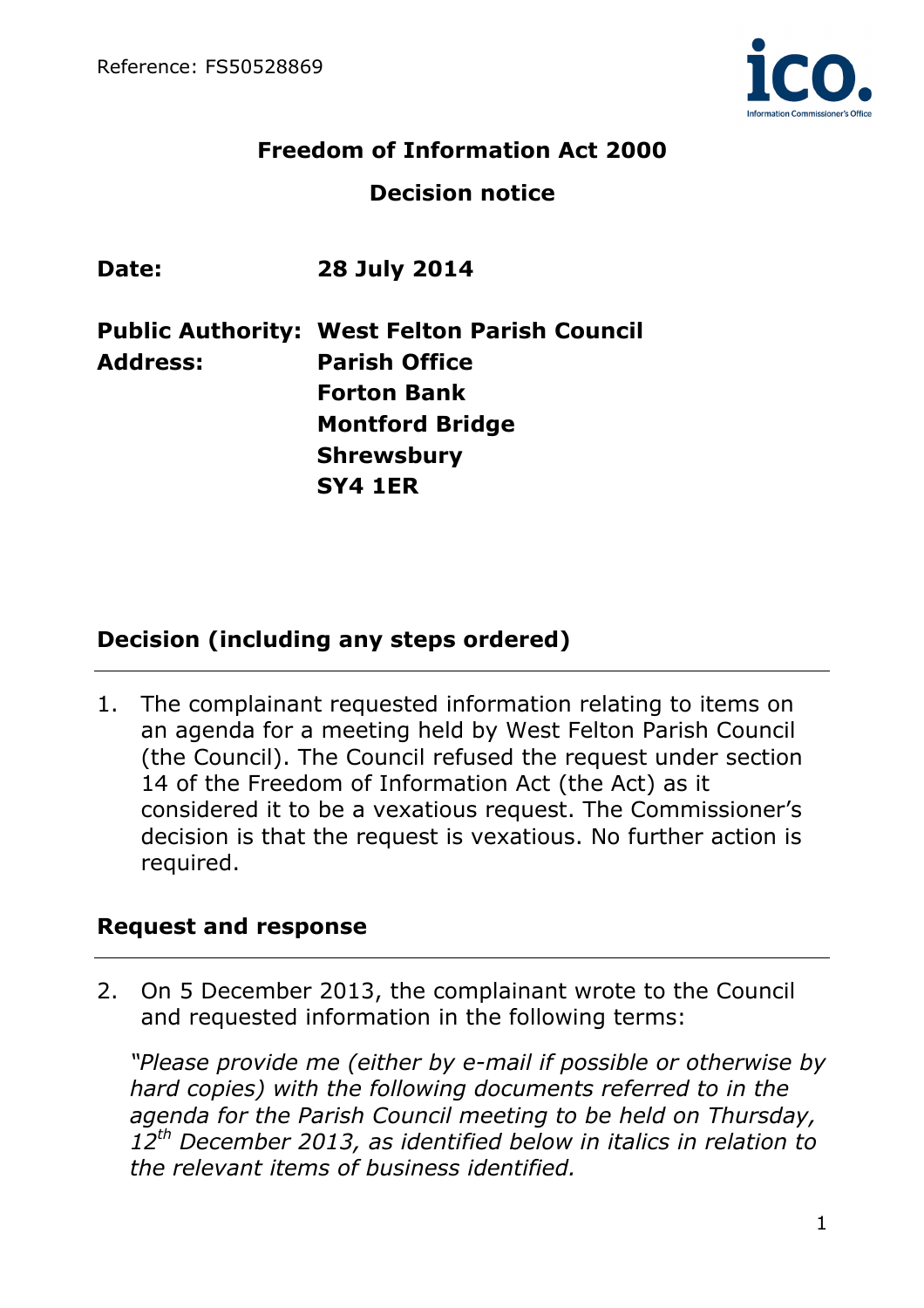Reference: FS50528869

# Freedom of Information Act 2000

## Decision notice

**Date:** **28 July 2014**

**Public Authority:** **West Felton Parish Council**
**Address:** **Parish Office**
**Forton Bank**
**Montford Bridge**
**Shrewsbury**
**SY4 1ER**

## Decision (including any steps ordered)

1. The complainant requested information relating to items on an agenda for a meeting held by West Felton Parish Council (the Council). The Council refused the request under section 14 of the Freedom of Information Act (the Act) as it considered it to be a vexatious request. The Commissioner's decision is that the request is vexatious. No further action is required.

## Request and response

2. On 5 December 2013, the complainant wrote to the Council and requested information in the following terms:

*"Please provide me (either by e-mail if possible or otherwise by hard copies) with the following documents referred to in the agenda for the Parish Council meeting to be held on Thursday, 12th December 2013, as identified below in italics in relation to the relevant items of business identified.*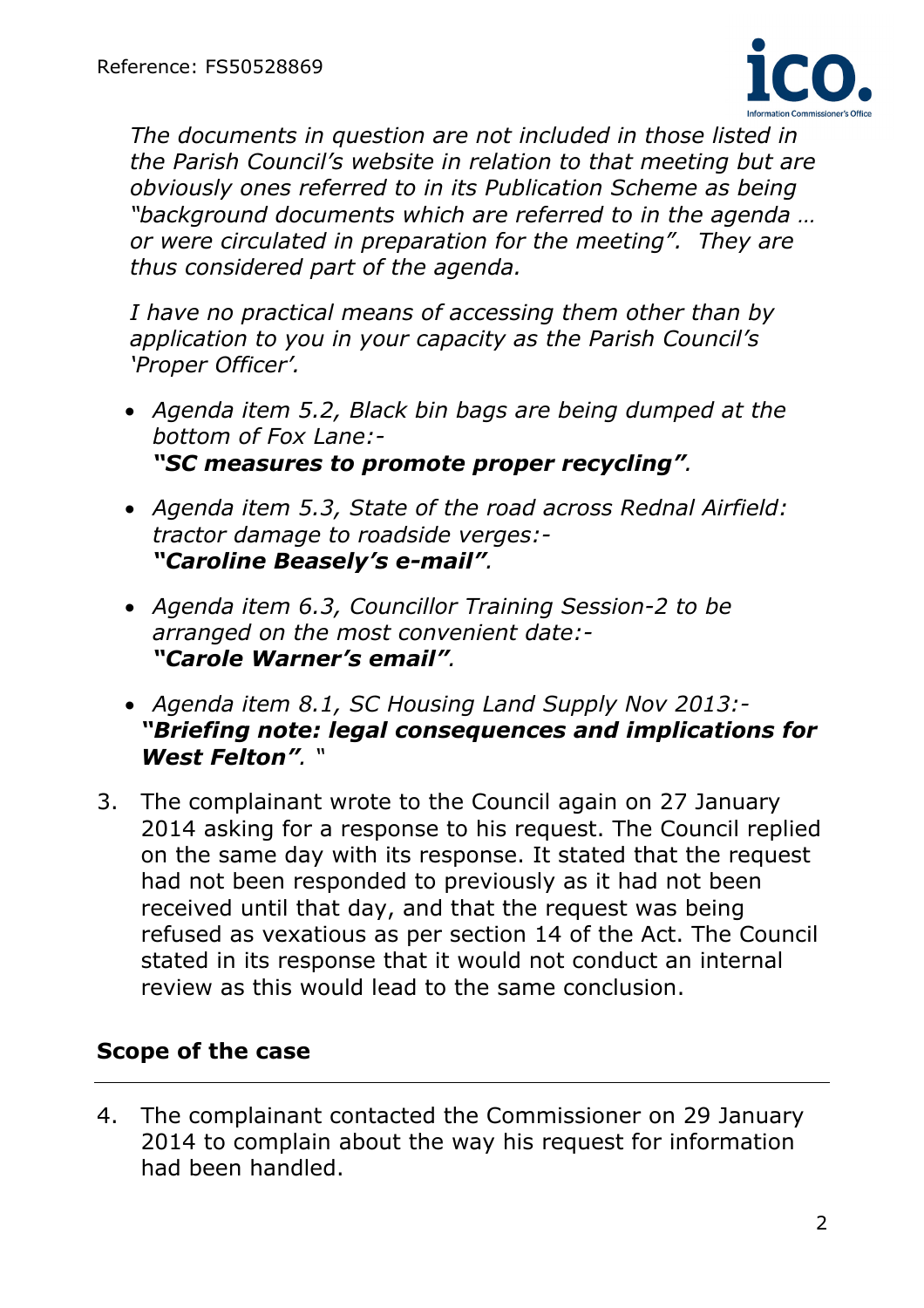*The documents in question are not included in those listed in the Parish Council's website in relation to that meeting but are obviously ones referred to in its Publication Scheme as being "background documents which are referred to in the agenda … or were circulated in preparation for the meeting". They are thus considered part of the agenda.*

*I have no practical means of accessing them other than by application to you in your capacity as the Parish Council's 'Proper Officer'.*

- *Agenda item 5.2, Black bin bags are being dumped at the bottom of Fox Lane:-* ***"SC measures to promote proper recycling"***.
- *Agenda item 5.3, State of the road across Rednal Airfield: tractor damage to roadside verges:-* ***"Caroline Beasely's e-mail"***.
- *Agenda item 6.3, Councillor Training Session-2 to be arranged on the most convenient date:-* ***"Carole Warner's email"***.
- *Agenda item 8.1, SC Housing Land Supply Nov 2013:-* ***"Briefing note: legal consequences and implications for West Felton"***. "

3. The complainant wrote to the Council again on 27 January 2014 asking for a response to his request. The Council replied on the same day with its response. It stated that the request had not been responded to previously as it had not been received until that day, and that the request was being refused as vexatious as per section 14 of the Act. The Council stated in its response that it would not conduct an internal review as this would lead to the same conclusion.

## Scope of the case

4. The complainant contacted the Commissioner on 29 January 2014 to complain about the way his request for information had been handled.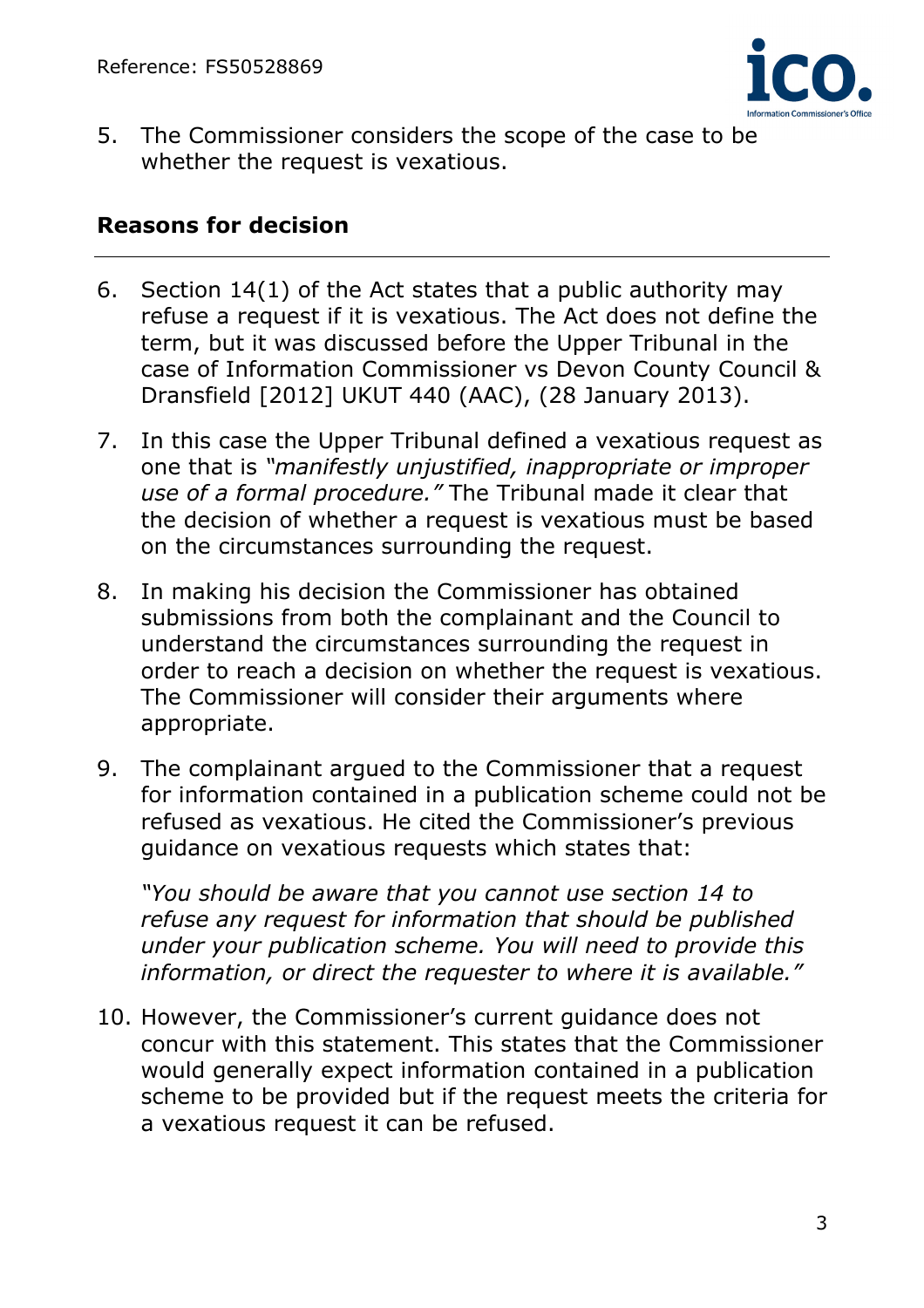5. The Commissioner considers the scope of the case to be whether the request is vexatious.

## Reasons for decision

6. Section 14(1) of the Act states that a public authority may refuse a request if it is vexatious. The Act does not define the term, but it was discussed before the Upper Tribunal in the case of Information Commissioner vs Devon County Council & Dransfield [2012] UKUT 440 (AAC), (28 January 2013).

7. In this case the Upper Tribunal defined a vexatious request as one that is *"manifestly unjustified, inappropriate or improper use of a formal procedure."* The Tribunal made it clear that the decision of whether a request is vexatious must be based on the circumstances surrounding the request.

8. In making his decision the Commissioner has obtained submissions from both the complainant and the Council to understand the circumstances surrounding the request in order to reach a decision on whether the request is vexatious. The Commissioner will consider their arguments where appropriate.

9. The complainant argued to the Commissioner that a request for information contained in a publication scheme could not be refused as vexatious. He cited the Commissioner's previous guidance on vexatious requests which states that:

   *"You should be aware that you cannot use section 14 to refuse any request for information that should be published under your publication scheme. You will need to provide this information, or direct the requester to where it is available."*

10. However, the Commissioner's current guidance does not concur with this statement. This states that the Commissioner would generally expect information contained in a publication scheme to be provided but if the request meets the criteria for a vexatious request it can be refused.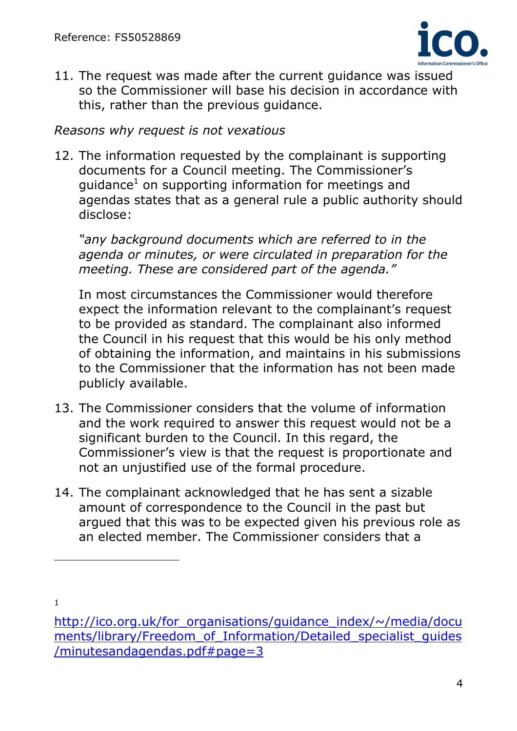11. The request was made after the current guidance was issued so the Commissioner will base his decision in accordance with this, rather than the previous guidance.

*Reasons why request is not vexatious*

12. The information requested by the complainant is supporting documents for a Council meeting. The Commissioner's guidance[1] on supporting information for meetings and agendas states that as a general rule a public authority should disclose:

    *"any background documents which are referred to in the agenda or minutes, or were circulated in preparation for the meeting. These are considered part of the agenda."*

    In most circumstances the Commissioner would therefore expect the information relevant to the complainant's request to be provided as standard. The complainant also informed the Council in his request that this would be his only method of obtaining the information, and maintains in his submissions to the Commissioner that the information has not been made publicly available.

13. The Commissioner considers that the volume of information and the work required to answer this request would not be a significant burden to the Council. In this regard, the Commissioner's view is that the request is proportionate and not an unjustified use of the formal procedure.

14. The complainant acknowledged that he has sent a sizable amount of correspondence to the Council in the past but argued that this was to be expected given his previous role as an elected member. The Commissioner considers that a

---

[1] http://ico.org.uk/for_organisations/guidance_index/~/media/documents/library/Freedom_of_Information/Detailed_specialist_guides/minutesandagendas.pdf#page=3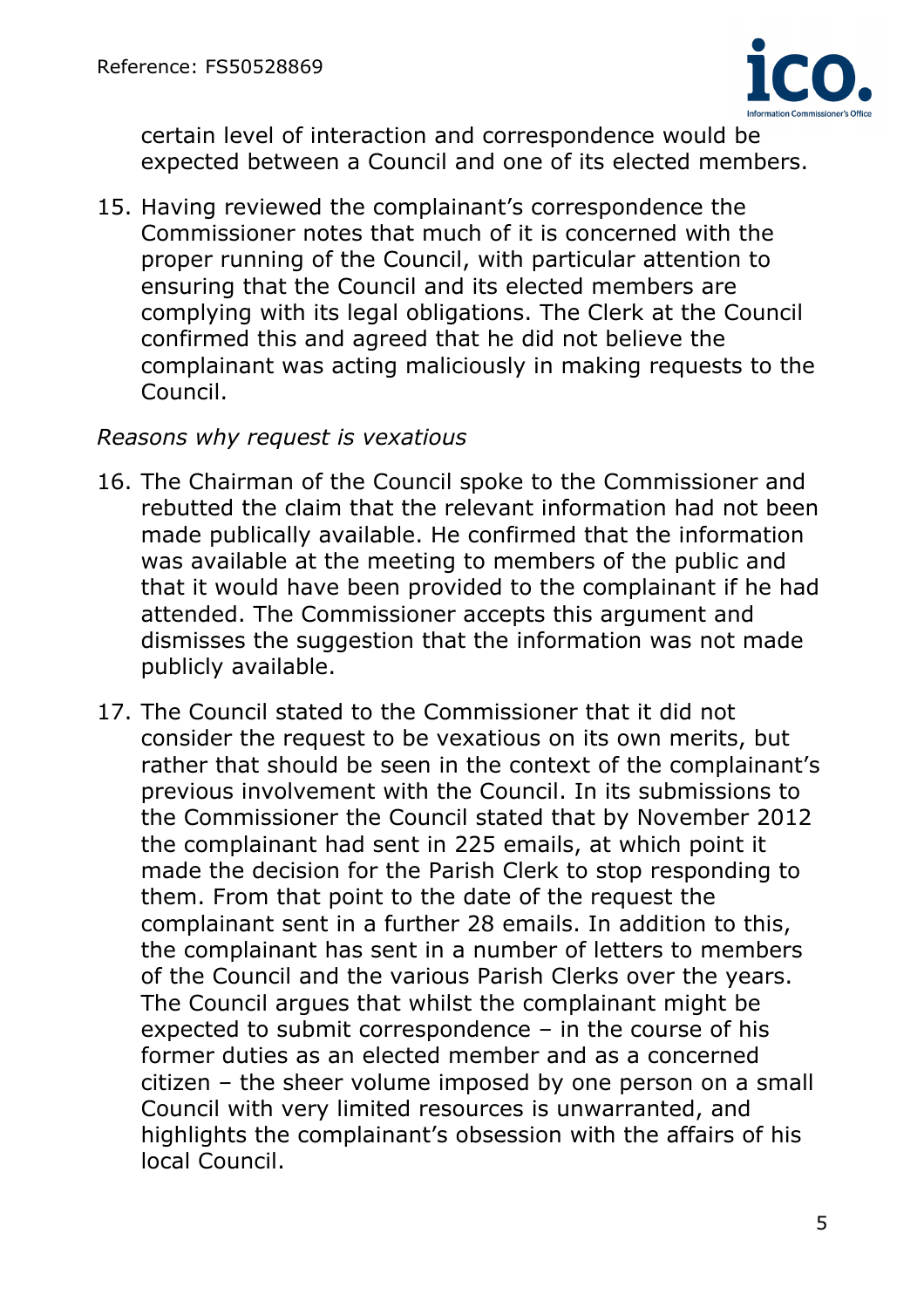certain level of interaction and correspondence would be expected between a Council and one of its elected members.

15. Having reviewed the complainant's correspondence the Commissioner notes that much of it is concerned with the proper running of the Council, with particular attention to ensuring that the Council and its elected members are complying with its legal obligations. The Clerk at the Council confirmed this and agreed that he did not believe the complainant was acting maliciously in making requests to the Council.

*Reasons why request is vexatious*

16. The Chairman of the Council spoke to the Commissioner and rebutted the claim that the relevant information had not been made publically available. He confirmed that the information was available at the meeting to members of the public and that it would have been provided to the complainant if he had attended. The Commissioner accepts this argument and dismisses the suggestion that the information was not made publicly available.

17. The Council stated to the Commissioner that it did not consider the request to be vexatious on its own merits, but rather that should be seen in the context of the complainant's previous involvement with the Council. In its submissions to the Commissioner the Council stated that by November 2012 the complainant had sent in 225 emails, at which point it made the decision for the Parish Clerk to stop responding to them. From that point to the date of the request the complainant sent in a further 28 emails. In addition to this, the complainant has sent in a number of letters to members of the Council and the various Parish Clerks over the years. The Council argues that whilst the complainant might be expected to submit correspondence – in the course of his former duties as an elected member and as a concerned citizen – the sheer volume imposed by one person on a small Council with very limited resources is unwarranted, and highlights the complainant's obsession with the affairs of his local Council.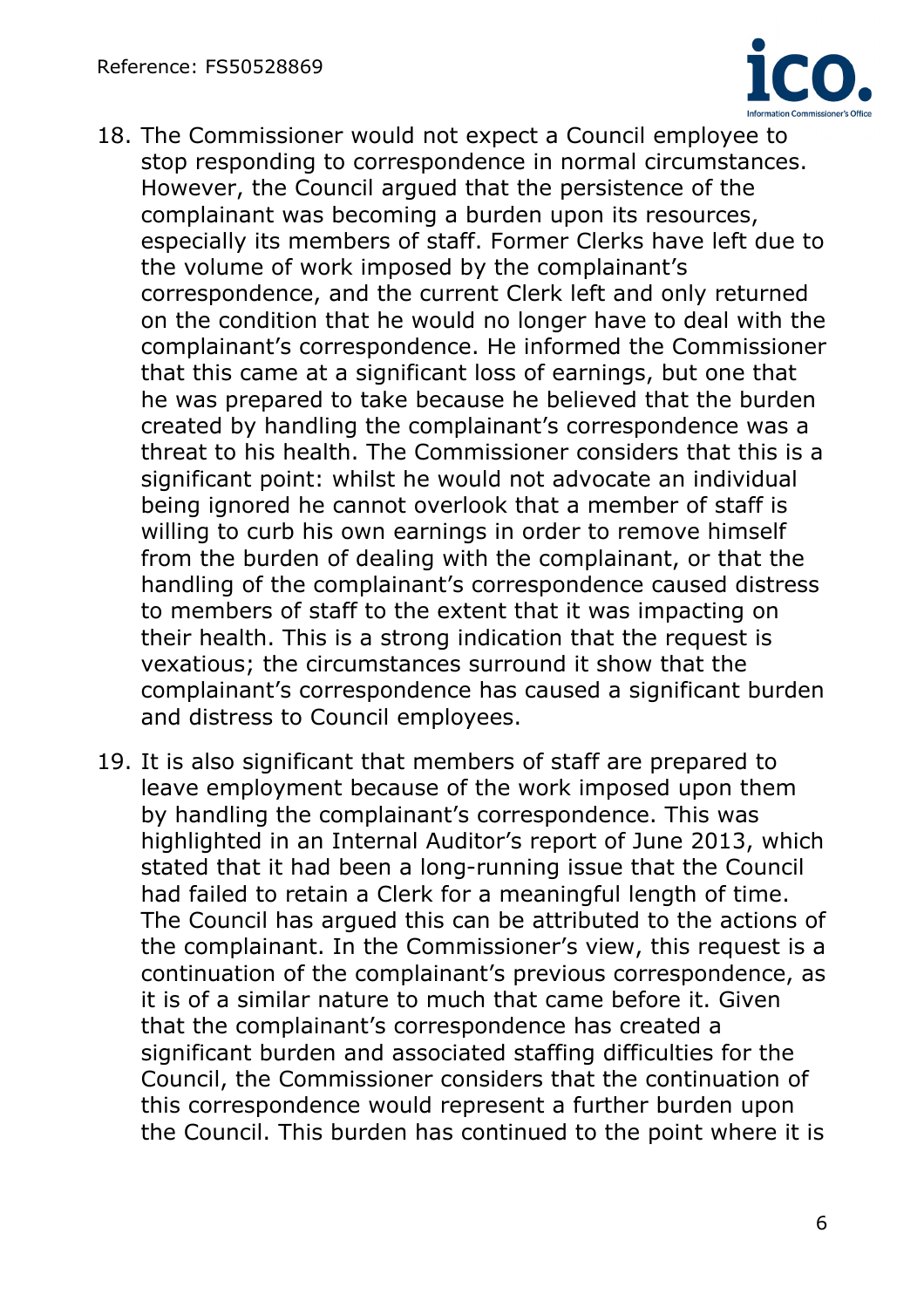18. The Commissioner would not expect a Council employee to stop responding to correspondence in normal circumstances. However, the Council argued that the persistence of the complainant was becoming a burden upon its resources, especially its members of staff. Former Clerks have left due to the volume of work imposed by the complainant's correspondence, and the current Clerk left and only returned on the condition that he would no longer have to deal with the complainant's correspondence. He informed the Commissioner that this came at a significant loss of earnings, but one that he was prepared to take because he believed that the burden created by handling the complainant's correspondence was a threat to his health. The Commissioner considers that this is a significant point: whilst he would not advocate an individual being ignored he cannot overlook that a member of staff is willing to curb his own earnings in order to remove himself from the burden of dealing with the complainant, or that the handling of the complainant's correspondence caused distress to members of staff to the extent that it was impacting on their health. This is a strong indication that the request is vexatious; the circumstances surround it show that the complainant's correspondence has caused a significant burden and distress to Council employees.

19. It is also significant that members of staff are prepared to leave employment because of the work imposed upon them by handling the complainant's correspondence. This was highlighted in an Internal Auditor's report of June 2013, which stated that it had been a long-running issue that the Council had failed to retain a Clerk for a meaningful length of time. The Council has argued this can be attributed to the actions of the complainant. In the Commissioner's view, this request is a continuation of the complainant's previous correspondence, as it is of a similar nature to much that came before it. Given that the complainant's correspondence has created a significant burden and associated staffing difficulties for the Council, the Commissioner considers that the continuation of this correspondence would represent a further burden upon the Council. This burden has continued to the point where it is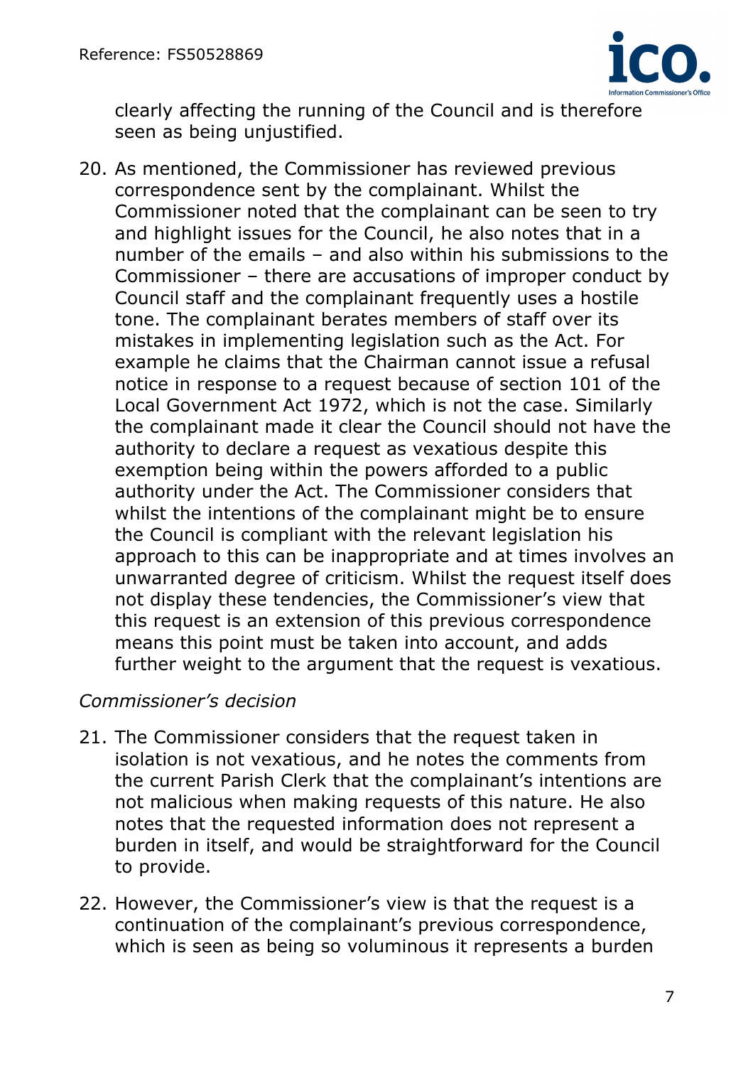clearly affecting the running of the Council and is therefore seen as being unjustified.

20. As mentioned, the Commissioner has reviewed previous correspondence sent by the complainant. Whilst the Commissioner noted that the complainant can be seen to try and highlight issues for the Council, he also notes that in a number of the emails – and also within his submissions to the Commissioner – there are accusations of improper conduct by Council staff and the complainant frequently uses a hostile tone. The complainant berates members of staff over its mistakes in implementing legislation such as the Act. For example he claims that the Chairman cannot issue a refusal notice in response to a request because of section 101 of the Local Government Act 1972, which is not the case. Similarly the complainant made it clear the Council should not have the authority to declare a request as vexatious despite this exemption being within the powers afforded to a public authority under the Act. The Commissioner considers that whilst the intentions of the complainant might be to ensure the Council is compliant with the relevant legislation his approach to this can be inappropriate and at times involves an unwarranted degree of criticism. Whilst the request itself does not display these tendencies, the Commissioner's view that this request is an extension of this previous correspondence means this point must be taken into account, and adds further weight to the argument that the request is vexatious.

*Commissioner's decision*

21. The Commissioner considers that the request taken in isolation is not vexatious, and he notes the comments from the current Parish Clerk that the complainant's intentions are not malicious when making requests of this nature. He also notes that the requested information does not represent a burden in itself, and would be straightforward for the Council to provide.

22. However, the Commissioner's view is that the request is a continuation of the complainant's previous correspondence, which is seen as being so voluminous it represents a burden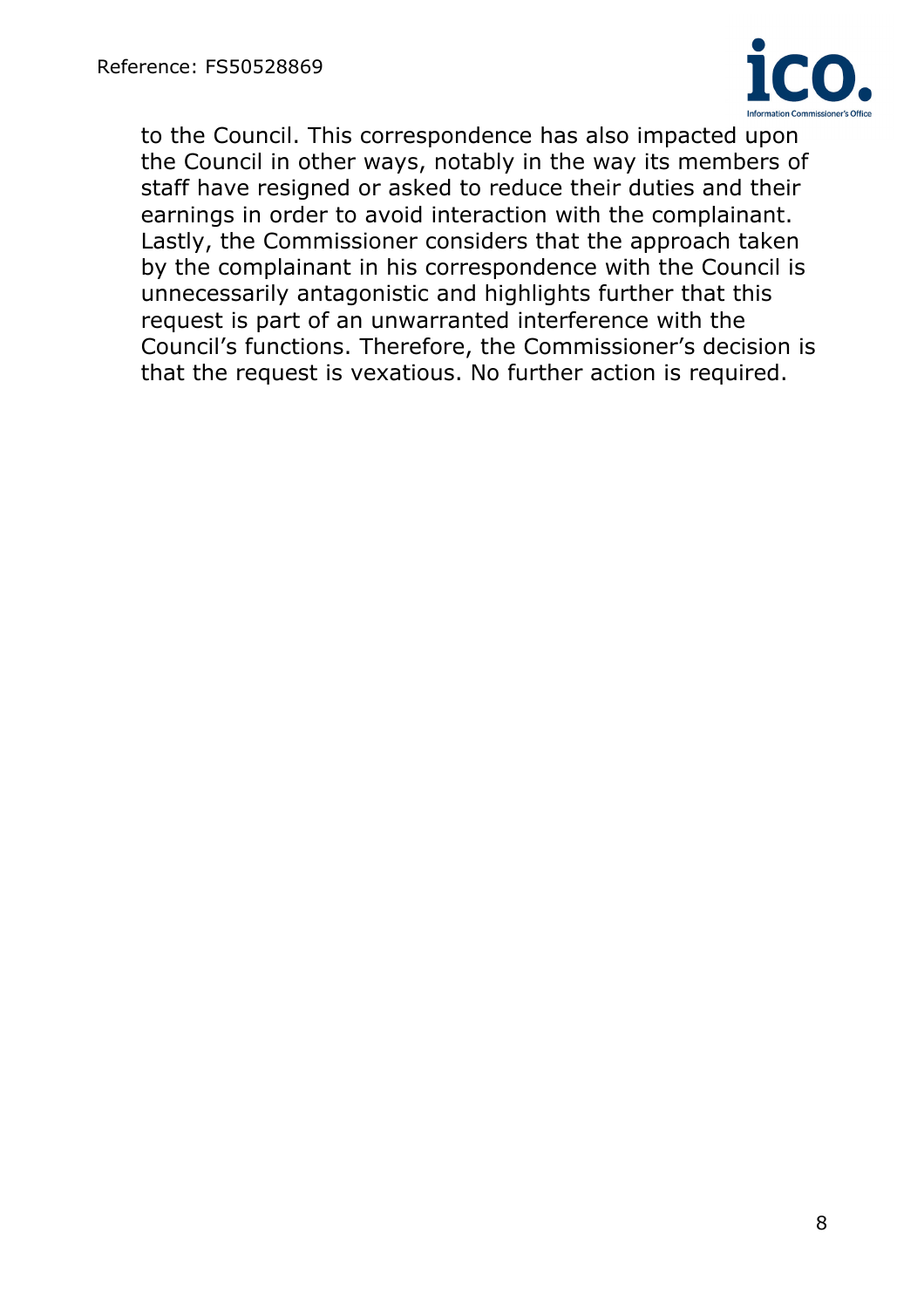to the Council. This correspondence has also impacted upon the Council in other ways, notably in the way its members of staff have resigned or asked to reduce their duties and their earnings in order to avoid interaction with the complainant. Lastly, the Commissioner considers that the approach taken by the complainant in his correspondence with the Council is unnecessarily antagonistic and highlights further that this request is part of an unwarranted interference with the Council's functions. Therefore, the Commissioner's decision is that the request is vexatious. No further action is required.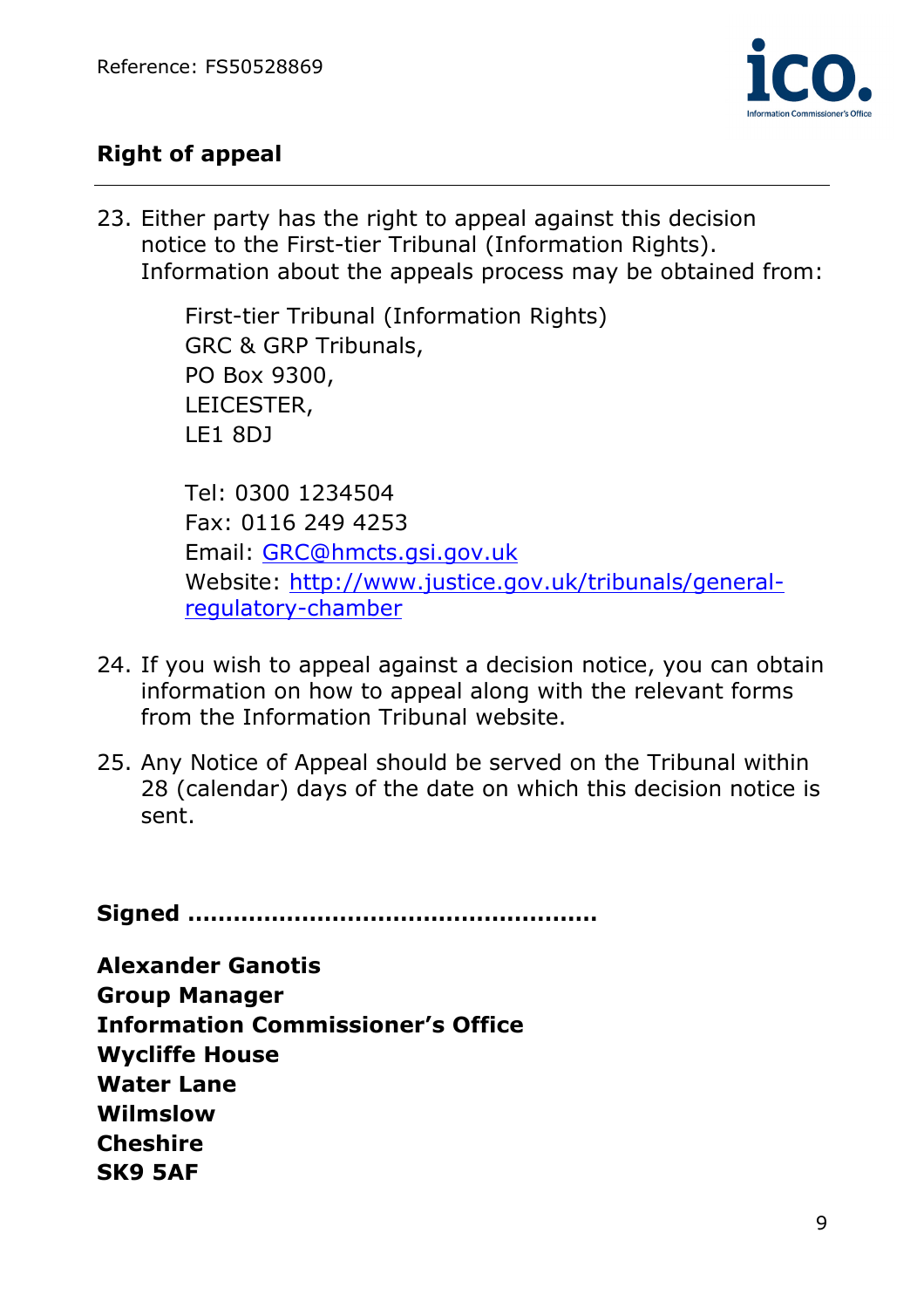## Right of appeal

23. Either party has the right to appeal against this decision notice to the First-tier Tribunal (Information Rights). Information about the appeals process may be obtained from:

    First-tier Tribunal (Information Rights)
    GRC & GRP Tribunals,
    PO Box 9300,
    LEICESTER,
    LE1 8DJ

    Tel: 0300 1234504
    Fax: 0116 249 4253
    Email: GRC@hmcts.gsi.gov.uk
    Website: http://www.justice.gov.uk/tribunals/general-regulatory-chamber

24. If you wish to appeal against a decision notice, you can obtain information on how to appeal along with the relevant forms from the Information Tribunal website.

25. Any Notice of Appeal should be served on the Tribunal within 28 (calendar) days of the date on which this decision notice is sent.

**Signed ………………………………………………**

**Alexander Ganotis**
**Group Manager**
**Information Commissioner's Office**
**Wycliffe House**
**Water Lane**
**Wilmslow**
**Cheshire**
**SK9 5AF**